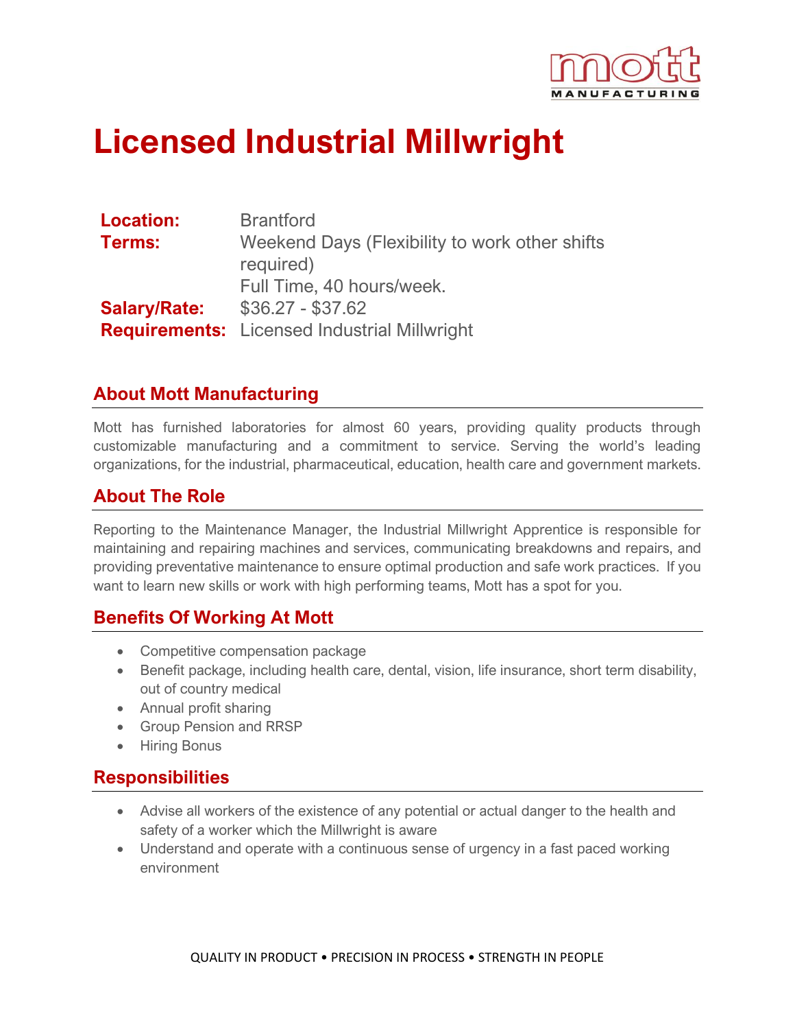# Licensed Industrial Millwright

| | |
|---|---|
| **Location:** | Brantford |
| **Terms:** | Weekend Days (Flexibility to work other shifts required)<br>Full Time, 40 hours/week. |
| **Salary/Rate:** | $36.27 - $37.62 |
| **Requirements:** | Licensed Industrial Millwright |

## About Mott Manufacturing

Mott has furnished laboratories for almost 60 years, providing quality products through customizable manufacturing and a commitment to service. Serving the world's leading organizations, for the industrial, pharmaceutical, education, health care and government markets.

## About The Role

Reporting to the Maintenance Manager, the Industrial Millwright Apprentice is responsible for maintaining and repairing machines and services, communicating breakdowns and repairs, and providing preventative maintenance to ensure optimal production and safe work practices. If you want to learn new skills or work with high performing teams, Mott has a spot for you.

## Benefits Of Working At Mott

- Competitive compensation package
- Benefit package, including health care, dental, vision, life insurance, short term disability, out of country medical
- Annual profit sharing
- Group Pension and RRSP
- Hiring Bonus

## Responsibilities

- Advise all workers of the existence of any potential or actual danger to the health and safety of a worker which the Millwright is aware
- Understand and operate with a continuous sense of urgency in a fast paced working environment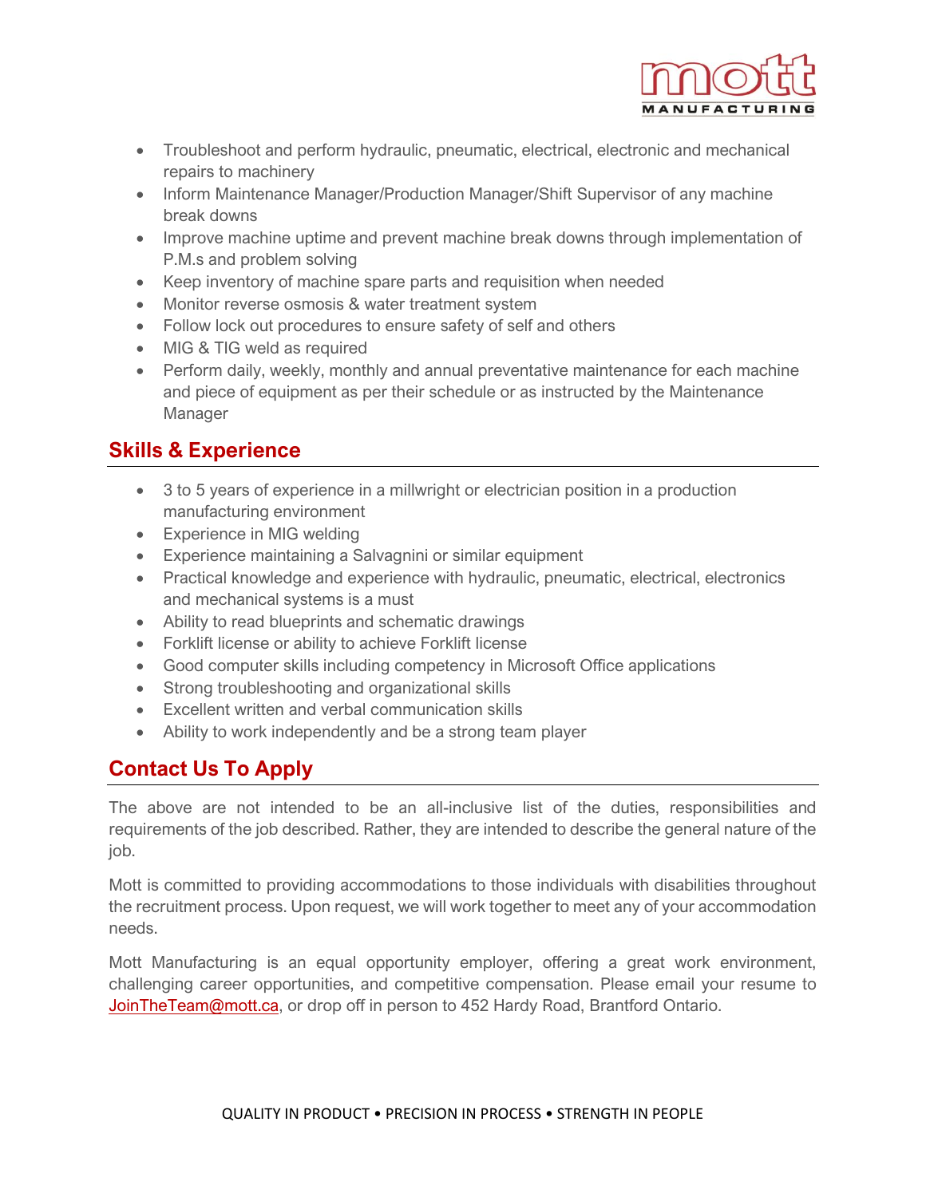- Troubleshoot and perform hydraulic, pneumatic, electrical, electronic and mechanical repairs to machinery
- Inform Maintenance Manager/Production Manager/Shift Supervisor of any machine break downs
- Improve machine uptime and prevent machine break downs through implementation of P.M.s and problem solving
- Keep inventory of machine spare parts and requisition when needed
- Monitor reverse osmosis & water treatment system
- Follow lock out procedures to ensure safety of self and others
- MIG & TIG weld as required
- Perform daily, weekly, monthly and annual preventative maintenance for each machine and piece of equipment as per their schedule or as instructed by the Maintenance Manager

## Skills & Experience

- 3 to 5 years of experience in a millwright or electrician position in a production manufacturing environment
- Experience in MIG welding
- Experience maintaining a Salvagnini or similar equipment
- Practical knowledge and experience with hydraulic, pneumatic, electrical, electronics and mechanical systems is a must
- Ability to read blueprints and schematic drawings
- Forklift license or ability to achieve Forklift license
- Good computer skills including competency in Microsoft Office applications
- Strong troubleshooting and organizational skills
- Excellent written and verbal communication skills
- Ability to work independently and be a strong team player

## Contact Us To Apply

The above are not intended to be an all-inclusive list of the duties, responsibilities and requirements of the job described. Rather, they are intended to describe the general nature of the job.

Mott is committed to providing accommodations to those individuals with disabilities throughout the recruitment process. Upon request, we will work together to meet any of your accommodation needs.

Mott Manufacturing is an equal opportunity employer, offering a great work environment, challenging career opportunities, and competitive compensation. Please email your resume to JoinTheTeam@mott.ca, or drop off in person to 452 Hardy Road, Brantford Ontario.